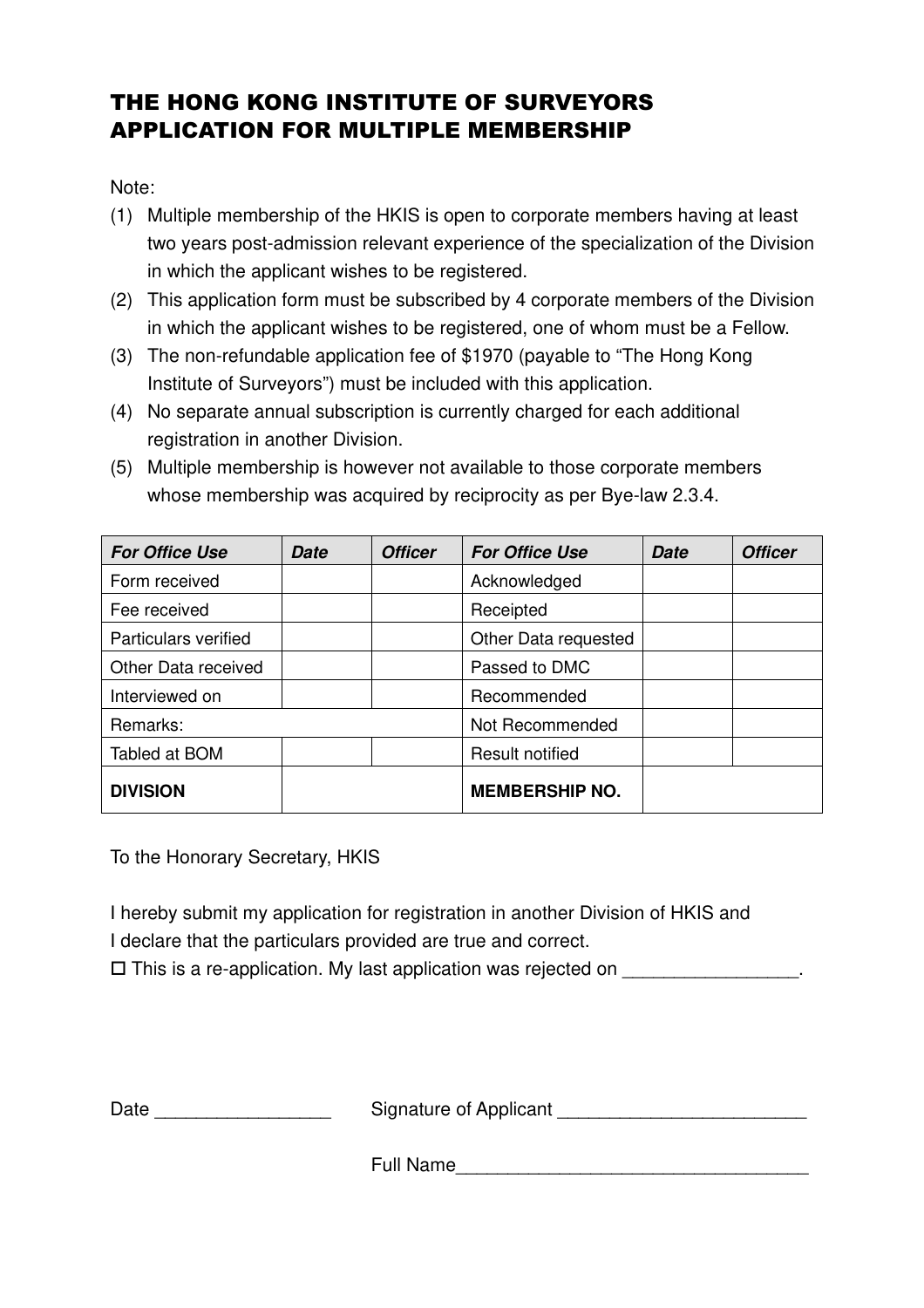# THE HONG KONG INSTITUTE OF SURVEYORS
# APPLICATION FOR MULTIPLE MEMBERSHIP

Note:

(1) Multiple membership of the HKIS is open to corporate members having at least two years post-admission relevant experience of the specialization of the Division in which the applicant wishes to be registered.

(2) This application form must be subscribed by 4 corporate members of the Division in which the applicant wishes to be registered, one of whom must be a Fellow.

(3) The non-refundable application fee of $1970 (payable to "The Hong Kong Institute of Surveyors") must be included with this application.

(4) No separate annual subscription is currently charged for each additional registration in another Division.

(5) Multiple membership is however not available to those corporate members whose membership was acquired by reciprocity as per Bye-law 2.3.4.

| ***For Office Use*** | ***Date*** | ***Officer*** | ***For Office Use*** | ***Date*** | ***Officer*** |
|---|---|---|---|---|---|
| Form received | | | Acknowledged | | |
| Fee received | | | Receipted | | |
| Particulars verified | | | Other Data requested | | |
| Other Data received | | | Passed to DMC | | |
| Interviewed on | | | Recommended | | |
| Remarks: | | | Not Recommended | | |
| Tabled at BOM | | | Result notified | | |
| **DIVISION** | | | **MEMBERSHIP NO.** | | |

To the Honorary Secretary, HKIS

I hereby submit my application for registration in another Division of HKIS and I declare that the particulars provided are true and correct.

☐ This is a re-application. My last application was rejected on ________________.

Date ________________ Signature of Applicant ________________________

Full Name_________________________________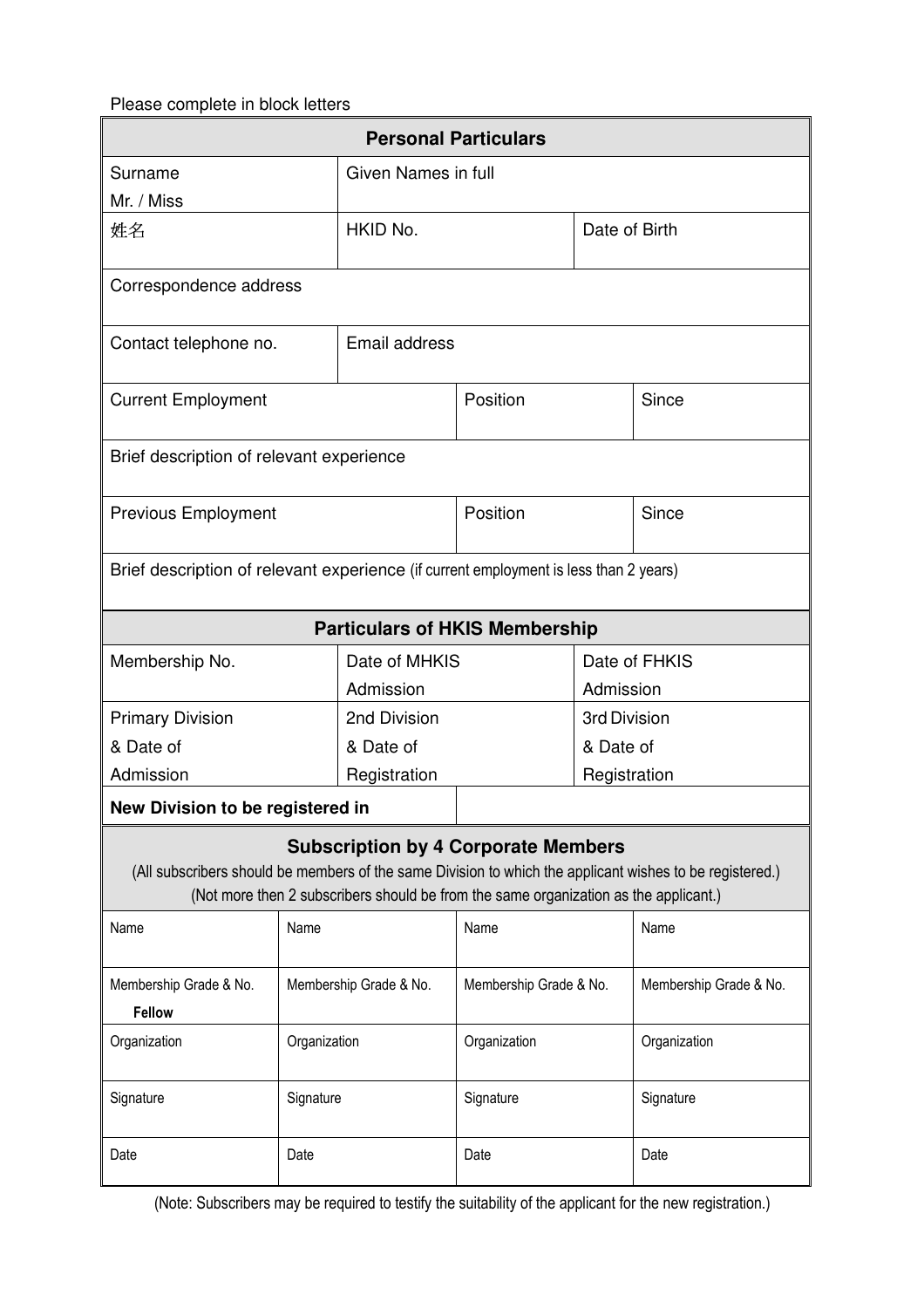Please complete in block letters

| Personal Particulars | | | |
|---|---|---|---|
| Surname<br>Mr. / Miss | Given Names in full | | |
| 姓名 | HKID No. | Date of Birth | |
| Correspondence address | | | |
| Contact telephone no. | Email address | | |
| Current Employment | | Position | Since |
| Brief description of relevant experience | | | |
| Previous Employment | | Position | Since |
| Brief description of relevant experience (if current employment is less than 2 years) | | | |

| Particulars of HKIS Membership | | |
|---|---|---|
| Membership No. | Date of MHKIS Admission | Date of FHKIS Admission |
| Primary Division & Date of Admission | 2nd Division & Date of Registration | 3rd Division & Date of Registration |
| **New Division to be registered in** | | |

| Subscription by 4 Corporate Members<br>(All subscribers should be members of the same Division to which the applicant wishes to be registered.)<br>(Not more then 2 subscribers should be from the same organization as the applicant.) | | | |
|---|---|---|---|
| Name | Name | Name | Name |
| Membership Grade & No.<br>**Fellow** | Membership Grade & No. | Membership Grade & No. | Membership Grade & No. |
| Organization | Organization | Organization | Organization |
| Signature | Signature | Signature | Signature |
| Date | Date | Date | Date |

(Note: Subscribers may be required to testify the suitability of the applicant for the new registration.)